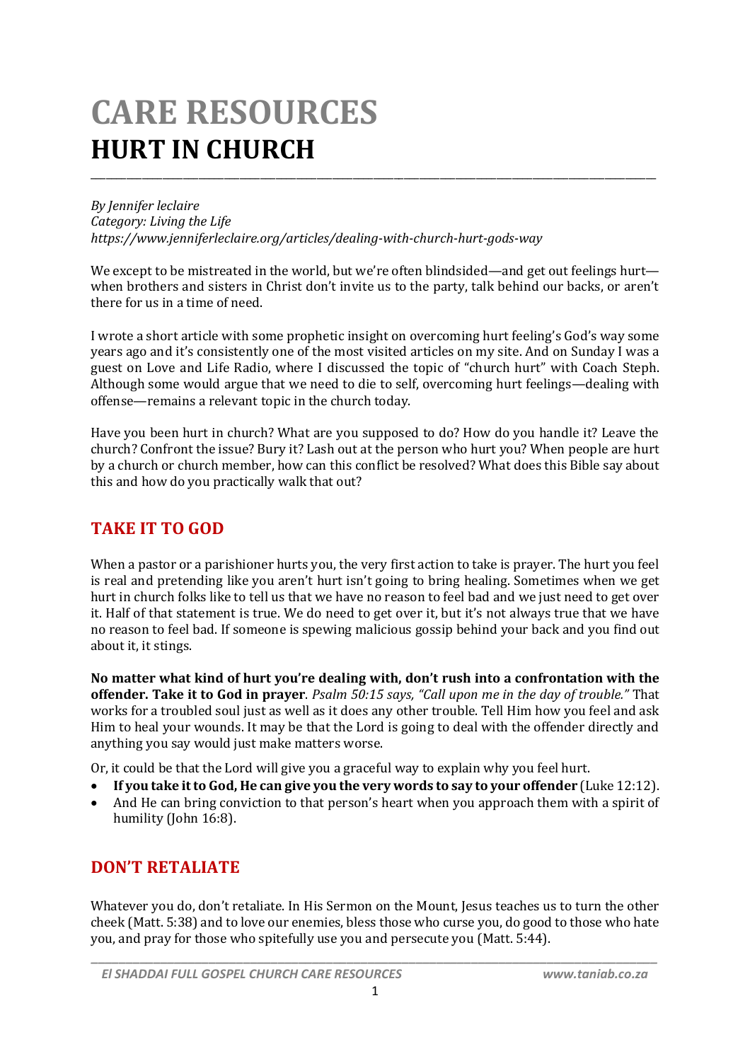# CARE RESOURCES
# HURT IN CHURCH

*By Jennifer leclaire*
*Category: Living the Life*
*https://www.jenniferleclaire.org/articles/dealing-with-church-hurt-gods-way*

We except to be mistreated in the world, but we're often blindsided—and get out feelings hurt—when brothers and sisters in Christ don't invite us to the party, talk behind our backs, or aren't there for us in a time of need.

I wrote a short article with some prophetic insight on overcoming hurt feeling's God's way some years ago and it's consistently one of the most visited articles on my site. And on Sunday I was a guest on Love and Life Radio, where I discussed the topic of "church hurt" with Coach Steph. Although some would argue that we need to die to self, overcoming hurt feelings—dealing with offense—remains a relevant topic in the church today.

Have you been hurt in church? What are you supposed to do? How do you handle it? Leave the church? Confront the issue? Bury it? Lash out at the person who hurt you? When people are hurt by a church or church member, how can this conflict be resolved? What does this Bible say about this and how do you practically walk that out?

## TAKE IT TO GOD

When a pastor or a parishioner hurts you, the very first action to take is prayer. The hurt you feel is real and pretending like you aren't hurt isn't going to bring healing. Sometimes when we get hurt in church folks like to tell us that we have no reason to feel bad and we just need to get over it. Half of that statement is true. We do need to get over it, but it's not always true that we have no reason to feel bad. If someone is spewing malicious gossip behind your back and you find out about it, it stings.

**No matter what kind of hurt you're dealing with, don't rush into a confrontation with the offender. Take it to God in prayer**. *Psalm 50:15 says, "Call upon me in the day of trouble."* That works for a troubled soul just as well as it does any other trouble. Tell Him how you feel and ask Him to heal your wounds. It may be that the Lord is going to deal with the offender directly and anything you say would just make matters worse.

Or, it could be that the Lord will give you a graceful way to explain why you feel hurt.

- **If you take it to God, He can give you the very words to say to your offender** (Luke 12:12).
- And He can bring conviction to that person's heart when you approach them with a spirit of humility (John 16:8).

## DON'T RETALIATE

Whatever you do, don't retaliate. In His Sermon on the Mount, Jesus teaches us to turn the other cheek (Matt. 5:38) and to love our enemies, bless those who curse you, do good to those who hate you, and pray for those who spitefully use you and persecute you (Matt. 5:44).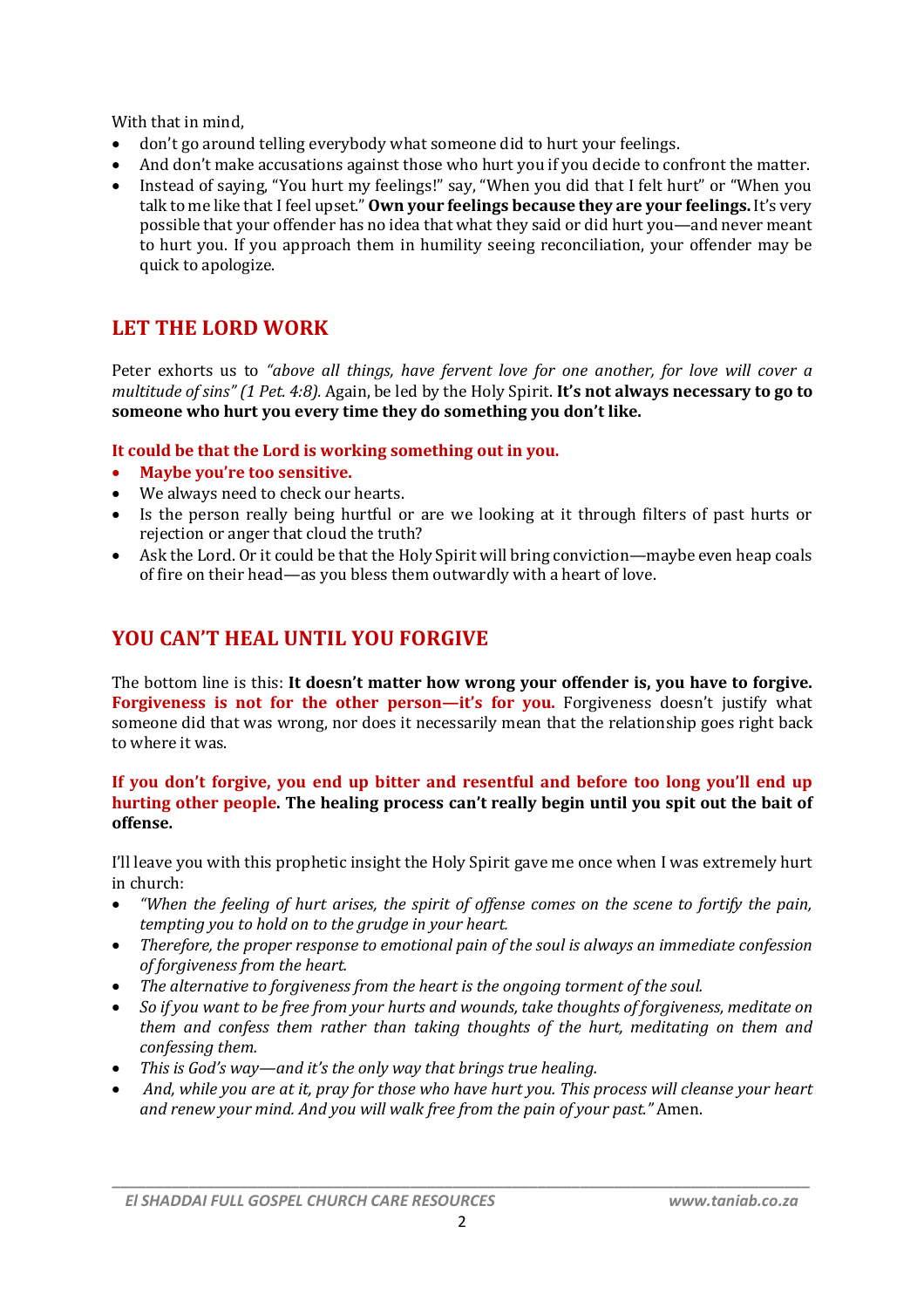With that in mind,

- don't go around telling everybody what someone did to hurt your feelings.
- And don't make accusations against those who hurt you if you decide to confront the matter.
- Instead of saying, "You hurt my feelings!" say, "When you did that I felt hurt" or "When you talk to me like that I feel upset." **Own your feelings because they are your feelings.** It's very possible that your offender has no idea that what they said or did hurt you—and never meant to hurt you. If you approach them in humility seeing reconciliation, your offender may be quick to apologize.

## LET THE LORD WORK

Peter exhorts us to *"above all things, have fervent love for one another, for love will cover a multitude of sins" (1 Pet. 4:8).* Again, be led by the Holy Spirit. **It's not always necessary to go to someone who hurt you every time they do something you don't like.**

**It could be that the Lord is working something out in you.**

- **Maybe you're too sensitive.**
- We always need to check our hearts.
- Is the person really being hurtful or are we looking at it through filters of past hurts or rejection or anger that cloud the truth?
- Ask the Lord. Or it could be that the Holy Spirit will bring conviction—maybe even heap coals of fire on their head—as you bless them outwardly with a heart of love.

## YOU CAN'T HEAL UNTIL YOU FORGIVE

The bottom line is this: **It doesn't matter how wrong your offender is, you have to forgive. Forgiveness is not for the other person—it's for you.** Forgiveness doesn't justify what someone did that was wrong, nor does it necessarily mean that the relationship goes right back to where it was.

**If you don't forgive, you end up bitter and resentful and before too long you'll end up hurting other people. The healing process can't really begin until you spit out the bait of offense.**

I'll leave you with this prophetic insight the Holy Spirit gave me once when I was extremely hurt in church:

- *"When the feeling of hurt arises, the spirit of offense comes on the scene to fortify the pain, tempting you to hold on to the grudge in your heart.*
- *Therefore, the proper response to emotional pain of the soul is always an immediate confession of forgiveness from the heart.*
- *The alternative to forgiveness from the heart is the ongoing torment of the soul.*
- *So if you want to be free from your hurts and wounds, take thoughts of forgiveness, meditate on them and confess them rather than taking thoughts of the hurt, meditating on them and confessing them.*
- *This is God's way—and it's the only way that brings true healing.*
- *And, while you are at it, pray for those who have hurt you. This process will cleanse your heart and renew your mind. And you will walk free from the pain of your past."* Amen.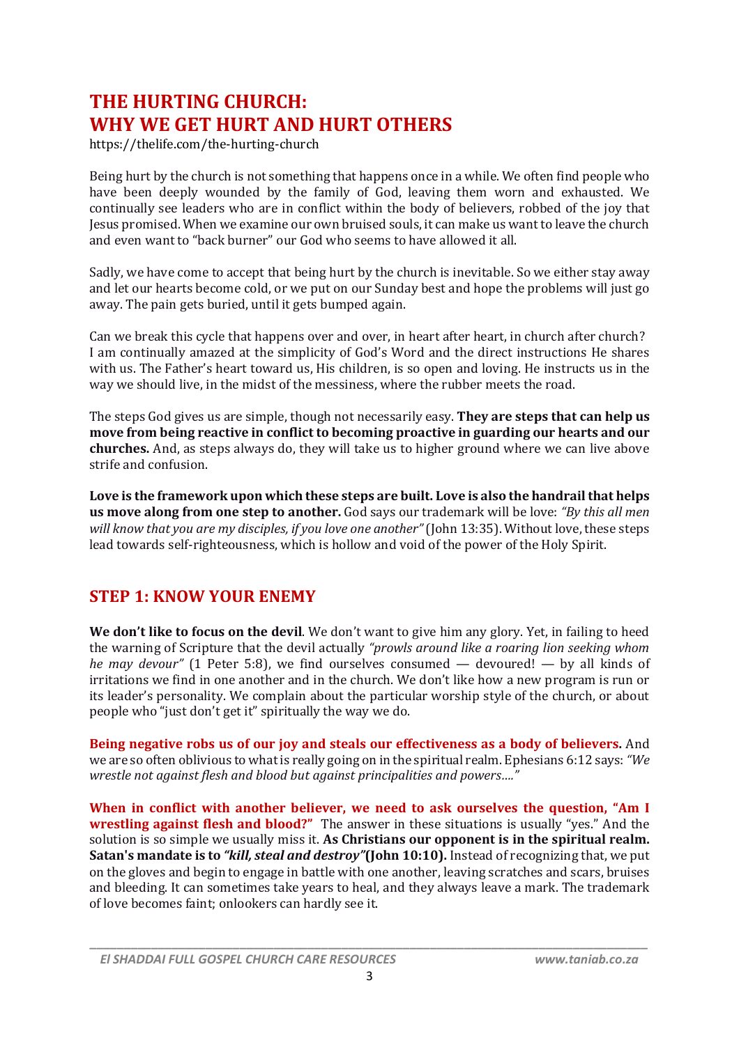# THE HURTING CHURCH: WHY WE GET HURT AND HURT OTHERS

https://thelife.com/the-hurting-church

Being hurt by the church is not something that happens once in a while. We often find people who have been deeply wounded by the family of God, leaving them worn and exhausted. We continually see leaders who are in conflict within the body of believers, robbed of the joy that Jesus promised. When we examine our own bruised souls, it can make us want to leave the church and even want to "back burner" our God who seems to have allowed it all.

Sadly, we have come to accept that being hurt by the church is inevitable. So we either stay away and let our hearts become cold, or we put on our Sunday best and hope the problems will just go away. The pain gets buried, until it gets bumped again.

Can we break this cycle that happens over and over, in heart after heart, in church after church? I am continually amazed at the simplicity of God's Word and the direct instructions He shares with us. The Father's heart toward us, His children, is so open and loving. He instructs us in the way we should live, in the midst of the messiness, where the rubber meets the road.

The steps God gives us are simple, though not necessarily easy. **They are steps that can help us move from being reactive in conflict to becoming proactive in guarding our hearts and our churches.** And, as steps always do, they will take us to higher ground where we can live above strife and confusion.

**Love is the framework upon which these steps are built. Love is also the handrail that helps us move along from one step to another.** God says our trademark will be love: *"By this all men will know that you are my disciples, if you love one another"* (John 13:35). Without love, these steps lead towards self-righteousness, which is hollow and void of the power of the Holy Spirit.

## STEP 1: KNOW YOUR ENEMY

**We don't like to focus on the devil**. We don't want to give him any glory. Yet, in failing to heed the warning of Scripture that the devil actually *"prowls around like a roaring lion seeking whom he may devour"* (1 Peter 5:8), we find ourselves consumed — devoured! — by all kinds of irritations we find in one another and in the church. We don't like how a new program is run or its leader's personality. We complain about the particular worship style of the church, or about people who "just don't get it" spiritually the way we do.

**Being negative robs us of our joy and steals our effectiveness as a body of believers.** And we are so often oblivious to what is really going on in the spiritual realm. Ephesians 6:12 says: *"We wrestle not against flesh and blood but against principalities and powers…."*

**When in conflict with another believer, we need to ask ourselves the question, "Am I wrestling against flesh and blood?"** The answer in these situations is usually "yes." And the solution is so simple we usually miss it. **As Christians our opponent is in the spiritual realm. Satan's mandate is to *"kill, steal and destroy"*(John 10:10).** Instead of recognizing that, we put on the gloves and begin to engage in battle with one another, leaving scratches and scars, bruises and bleeding. It can sometimes take years to heal, and they always leave a mark. The trademark of love becomes faint; onlookers can hardly see it.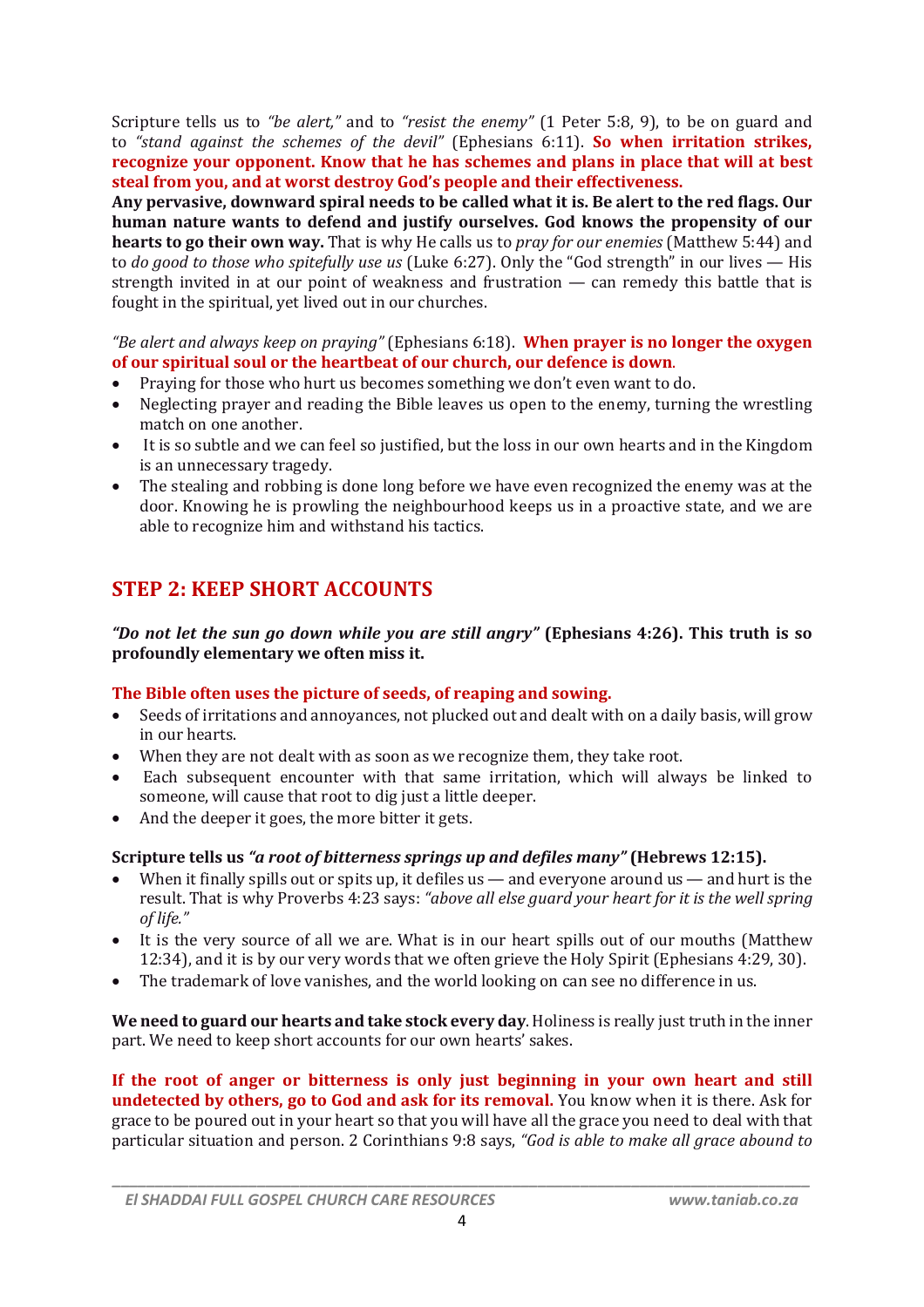Scripture tells us to *"be alert,"* and to *"resist the enemy"* (1 Peter 5:8, 9), to be on guard and to *"stand against the schemes of the devil"* (Ephesians 6:11). **So when irritation strikes, recognize your opponent. Know that he has schemes and plans in place that will at best steal from you, and at worst destroy God's people and their effectiveness.**

**Any pervasive, downward spiral needs to be called what it is. Be alert to the red flags. Our human nature wants to defend and justify ourselves. God knows the propensity of our hearts to go their own way.** That is why He calls us to *pray for our enemies* (Matthew 5:44) and to *do good to those who spitefully use us* (Luke 6:27). Only the "God strength" in our lives — His strength invited in at our point of weakness and frustration — can remedy this battle that is fought in the spiritual, yet lived out in our churches.

*"Be alert and always keep on praying"* (Ephesians 6:18). **When prayer is no longer the oxygen of our spiritual soul or the heartbeat of our church, our defence is down**.

- Praying for those who hurt us becomes something we don't even want to do.
- Neglecting prayer and reading the Bible leaves us open to the enemy, turning the wrestling match on one another.
- It is so subtle and we can feel so justified, but the loss in our own hearts and in the Kingdom is an unnecessary tragedy.
- The stealing and robbing is done long before we have even recognized the enemy was at the door. Knowing he is prowling the neighbourhood keeps us in a proactive state, and we are able to recognize him and withstand his tactics.

## STEP 2: KEEP SHORT ACCOUNTS

***"Do not let the sun go down while you are still angry"* (Ephesians 4:26). This truth is so profoundly elementary we often miss it.**

**The Bible often uses the picture of seeds, of reaping and sowing.**

- Seeds of irritations and annoyances, not plucked out and dealt with on a daily basis, will grow in our hearts.
- When they are not dealt with as soon as we recognize them, they take root.
- Each subsequent encounter with that same irritation, which will always be linked to someone, will cause that root to dig just a little deeper.
- And the deeper it goes, the more bitter it gets.

**Scripture tells us *"a root of bitterness springs up and defiles many"* (Hebrews 12:15).**

- When it finally spills out or spits up, it defiles us — and everyone around us — and hurt is the result. That is why Proverbs 4:23 says: *"above all else guard your heart for it is the well spring of life."*
- It is the very source of all we are. What is in our heart spills out of our mouths (Matthew 12:34), and it is by our very words that we often grieve the Holy Spirit (Ephesians 4:29, 30).
- The trademark of love vanishes, and the world looking on can see no difference in us.

**We need to guard our hearts and take stock every day**. Holiness is really just truth in the inner part. We need to keep short accounts for our own hearts' sakes.

**If the root of anger or bitterness is only just beginning in your own heart and still undetected by others, go to God and ask for its removal.** You know when it is there. Ask for grace to be poured out in your heart so that you will have all the grace you need to deal with that particular situation and person. 2 Corinthians 9:8 says, *"God is able to make all grace abound to*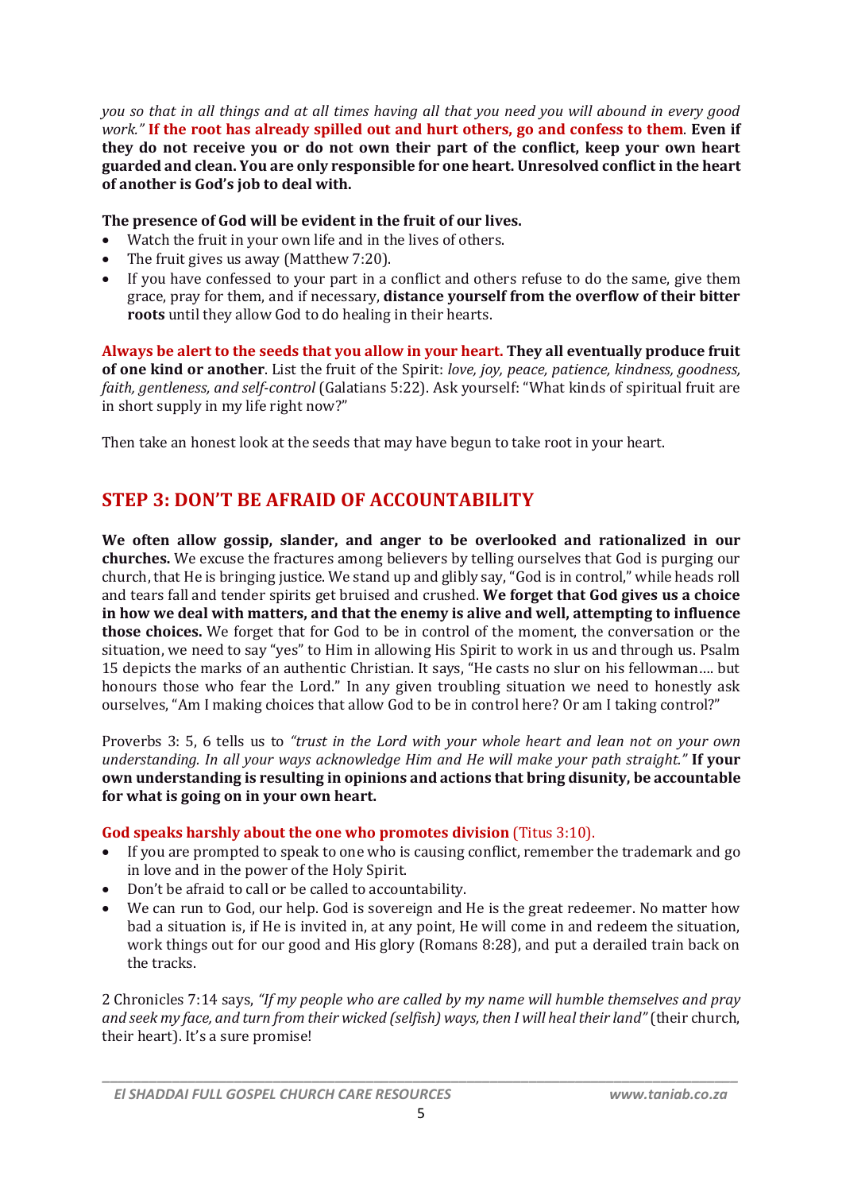*you so that in all things and at all times having all that you need you will abound in every good work."* **If the root has already spilled out and hurt others, go and confess to them**. **Even if they do not receive you or do not own their part of the conflict, keep your own heart guarded and clean. You are only responsible for one heart. Unresolved conflict in the heart of another is God's job to deal with.**

**The presence of God will be evident in the fruit of our lives.**

- Watch the fruit in your own life and in the lives of others.
- The fruit gives us away (Matthew 7:20).
- If you have confessed to your part in a conflict and others refuse to do the same, give them grace, pray for them, and if necessary, **distance yourself from the overflow of their bitter roots** until they allow God to do healing in their hearts.

**Always be alert to the seeds that you allow in your heart. They all eventually produce fruit of one kind or another**. List the fruit of the Spirit: *love, joy, peace, patience, kindness, goodness, faith, gentleness, and self-control* (Galatians 5:22). Ask yourself: "What kinds of spiritual fruit are in short supply in my life right now?"

Then take an honest look at the seeds that may have begun to take root in your heart.

## STEP 3: DON'T BE AFRAID OF ACCOUNTABILITY

**We often allow gossip, slander, and anger to be overlooked and rationalized in our churches.** We excuse the fractures among believers by telling ourselves that God is purging our church, that He is bringing justice. We stand up and glibly say, "God is in control," while heads roll and tears fall and tender spirits get bruised and crushed. **We forget that God gives us a choice in how we deal with matters, and that the enemy is alive and well, attempting to influence those choices.** We forget that for God to be in control of the moment, the conversation or the situation, we need to say "yes" to Him in allowing His Spirit to work in us and through us. Psalm 15 depicts the marks of an authentic Christian. It says, "He casts no slur on his fellowman…. but honours those who fear the Lord." In any given troubling situation we need to honestly ask ourselves, "Am I making choices that allow God to be in control here? Or am I taking control?"

Proverbs 3: 5, 6 tells us to *"trust in the Lord with your whole heart and lean not on your own understanding. In all your ways acknowledge Him and He will make your path straight."* **If your own understanding is resulting in opinions and actions that bring disunity, be accountable for what is going on in your own heart.**

**God speaks harshly about the one who promotes division** (Titus 3:10).

- If you are prompted to speak to one who is causing conflict, remember the trademark and go in love and in the power of the Holy Spirit.
- Don't be afraid to call or be called to accountability.
- We can run to God, our help. God is sovereign and He is the great redeemer. No matter how bad a situation is, if He is invited in, at any point, He will come in and redeem the situation, work things out for our good and His glory (Romans 8:28), and put a derailed train back on the tracks.

2 Chronicles 7:14 says, *"If my people who are called by my name will humble themselves and pray and seek my face, and turn from their wicked (selfish) ways, then I will heal their land"* (their church, their heart). It's a sure promise!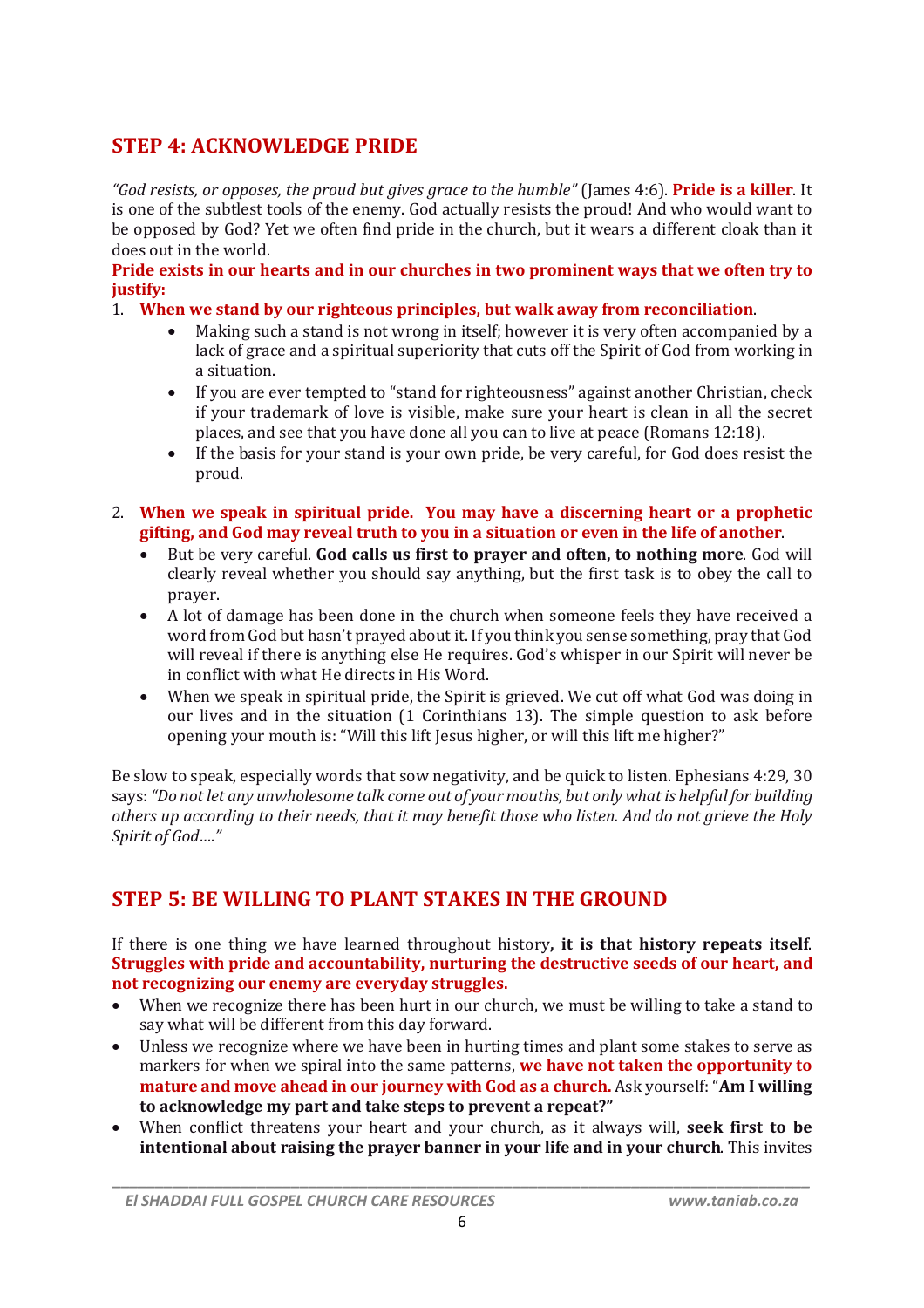## STEP 4: ACKNOWLEDGE PRIDE

*"God resists, or opposes, the proud but gives grace to the humble"* (James 4:6). **Pride is a killer**. It is one of the subtlest tools of the enemy. God actually resists the proud! And who would want to be opposed by God? Yet we often find pride in the church, but it wears a different cloak than it does out in the world.

**Pride exists in our hearts and in our churches in two prominent ways that we often try to justify:**

1. **When we stand by our righteous principles, but walk away from reconciliation**.
    - Making such a stand is not wrong in itself; however it is very often accompanied by a lack of grace and a spiritual superiority that cuts off the Spirit of God from working in a situation.
    - If you are ever tempted to "stand for righteousness" against another Christian, check if your trademark of love is visible, make sure your heart is clean in all the secret places, and see that you have done all you can to live at peace (Romans 12:18).
    - If the basis for your stand is your own pride, be very careful, for God does resist the proud.

2. **When we speak in spiritual pride. You may have a discerning heart or a prophetic gifting, and God may reveal truth to you in a situation or even in the life of another**.
    - But be very careful. **God calls us first to prayer and often, to nothing more**. God will clearly reveal whether you should say anything, but the first task is to obey the call to prayer.
    - A lot of damage has been done in the church when someone feels they have received a word from God but hasn't prayed about it. If you think you sense something, pray that God will reveal if there is anything else He requires. God's whisper in our Spirit will never be in conflict with what He directs in His Word.
    - When we speak in spiritual pride, the Spirit is grieved. We cut off what God was doing in our lives and in the situation (1 Corinthians 13). The simple question to ask before opening your mouth is: "Will this lift Jesus higher, or will this lift me higher?"

Be slow to speak, especially words that sow negativity, and be quick to listen. Ephesians 4:29, 30 says: *"Do not let any unwholesome talk come out of your mouths, but only what is helpful for building others up according to their needs, that it may benefit those who listen. And do not grieve the Holy Spirit of God…."*

## STEP 5: BE WILLING TO PLANT STAKES IN THE GROUND

If there is one thing we have learned throughout history**, it is that history repeats itself**. **Struggles with pride and accountability, nurturing the destructive seeds of our heart, and not recognizing our enemy are everyday struggles.**

- When we recognize there has been hurt in our church, we must be willing to take a stand to say what will be different from this day forward.
- Unless we recognize where we have been in hurting times and plant some stakes to serve as markers for when we spiral into the same patterns, **we have not taken the opportunity to mature and move ahead in our journey with God as a church.** Ask yourself: "**Am I willing to acknowledge my part and take steps to prevent a repeat?"**
- When conflict threatens your heart and your church, as it always will, **seek first to be intentional about raising the prayer banner in your life and in your church**. This invites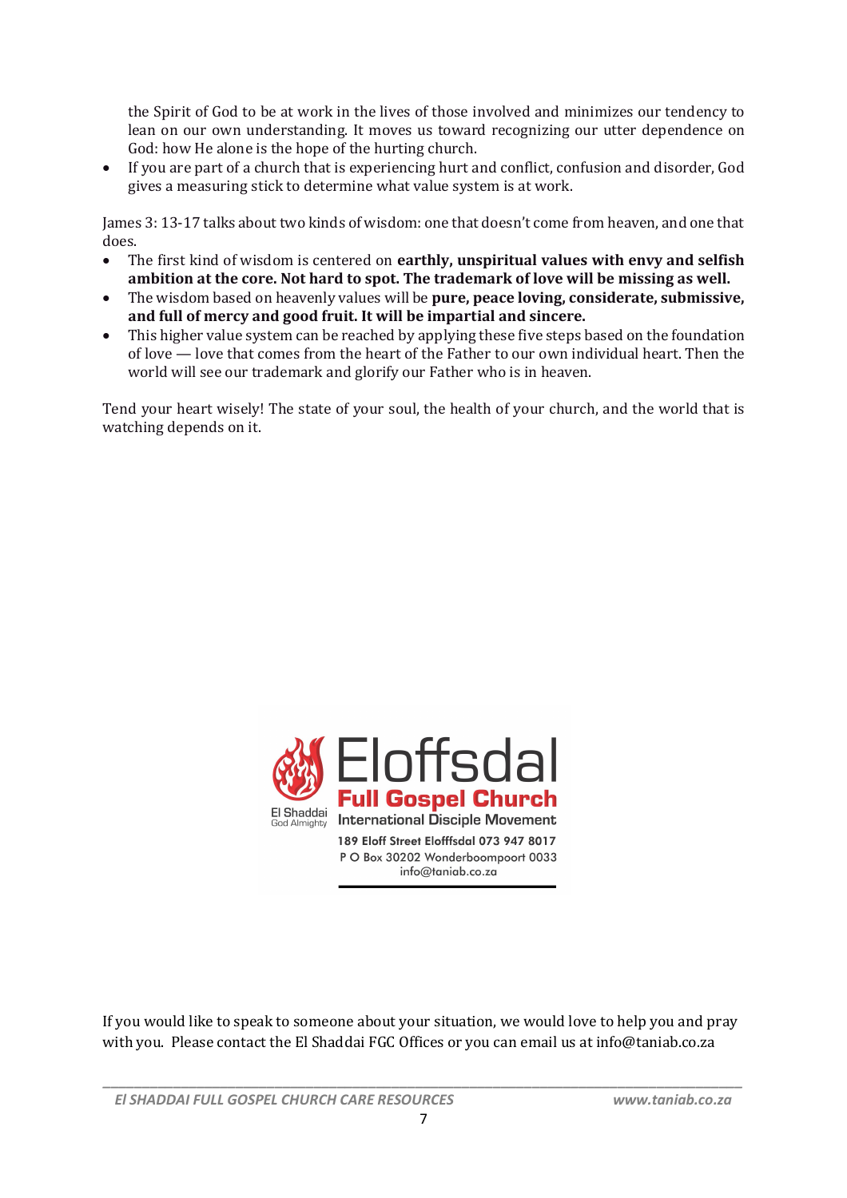the Spirit of God to be at work in the lives of those involved and minimizes our tendency to lean on our own understanding. It moves us toward recognizing our utter dependence on God: how He alone is the hope of the hurting church.

- If you are part of a church that is experiencing hurt and conflict, confusion and disorder, God gives a measuring stick to determine what value system is at work.

James 3: 13-17 talks about two kinds of wisdom: one that doesn't come from heaven, and one that does.

- The first kind of wisdom is centered on **earthly, unspiritual values with envy and selfish ambition at the core. Not hard to spot. The trademark of love will be missing as well.**
- The wisdom based on heavenly values will be **pure, peace loving, considerate, submissive, and full of mercy and good fruit. It will be impartial and sincere.**
- This higher value system can be reached by applying these five steps based on the foundation of love — love that comes from the heart of the Father to our own individual heart. Then the world will see our trademark and glorify our Father who is in heaven.

Tend your heart wisely! The state of your soul, the health of your church, and the world that is watching depends on it.

El Shaddai
God Almighty

Eloffsdal
**Full Gospel Church**
International Disciple Movement
189 Eloff Street Elofffsdal 073 947 8017
P O Box 30202 Wonderboompoort 0033
info@taniab.co.za

If you would like to speak to someone about your situation, we would love to help you and pray with you. Please contact the El Shaddai FGC Offices or you can email us at info@taniab.co.za